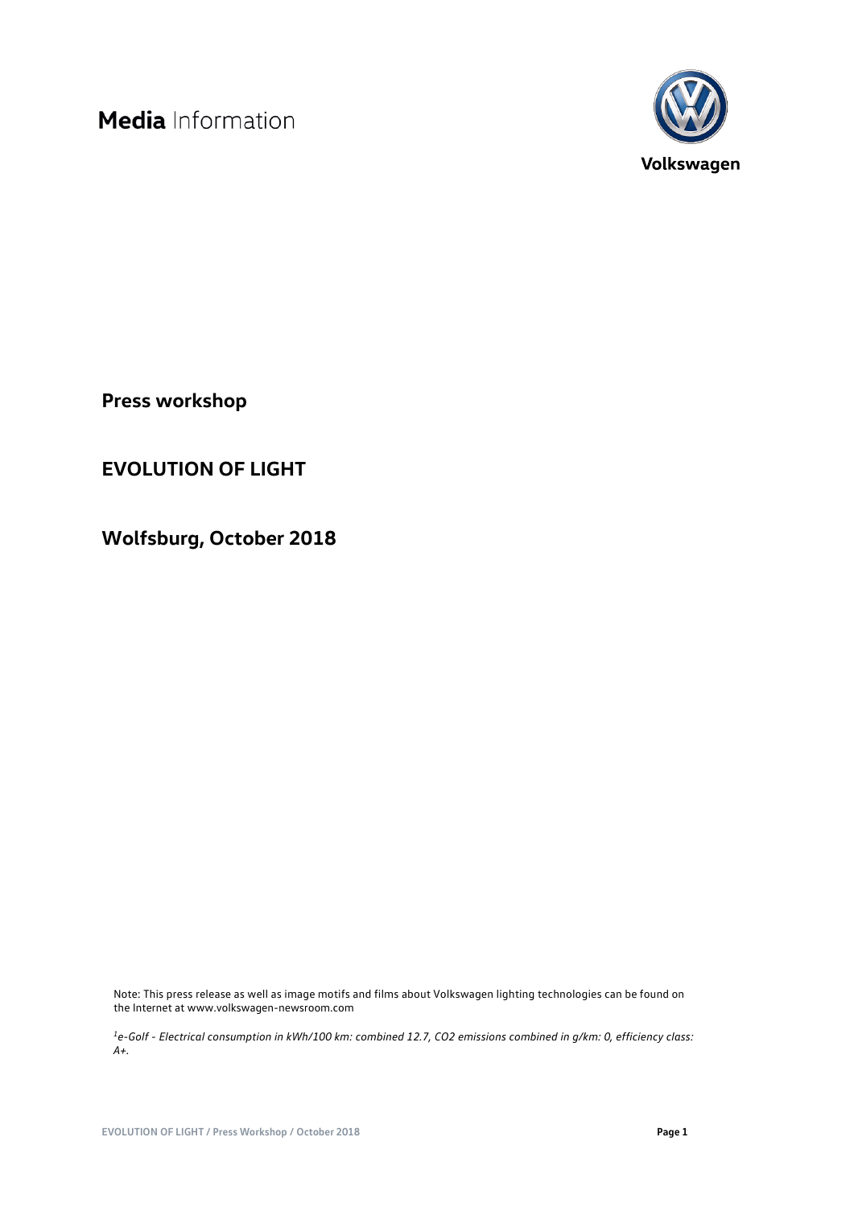**Media** Information

Volkswagen

# Press workshop

# EVOLUTION OF LIGHT

# Wolfsburg, October 2018

Note: This press release as well as image motifs and films about Volkswagen lighting technologies can be found on the Internet at www.volkswagen-newsroom.com

*[1]e-Golf - Electrical consumption in kWh/100 km: combined 12.7, CO2 emissions combined in g/km: 0, efficiency class: A+.*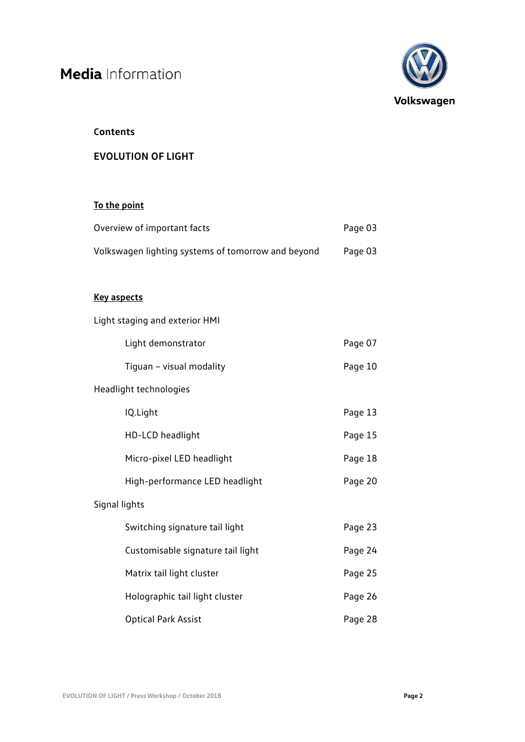# Media Information

Volkswagen

**Contents**

## EVOLUTION OF LIGHT

**To the point**

| | |
|---|---|
| Overview of important facts | Page 03 |
| Volkswagen lighting systems of tomorrow and beyond | Page 03 |

**Key aspects**

| | |
|---|---|
| Light staging and exterior HMI | |
| Light demonstrator | Page 07 |
| Tiguan – visual modality | Page 10 |
| Headlight technologies | |
| IQ.Light | Page 13 |
| HD-LCD headlight | Page 15 |
| Micro-pixel LED headlight | Page 18 |
| High-performance LED headlight | Page 20 |
| Signal lights | |
| Switching signature tail light | Page 23 |
| Customisable signature tail light | Page 24 |
| Matrix tail light cluster | Page 25 |
| Holographic tail light cluster | Page 26 |
| Optical Park Assist | Page 28 |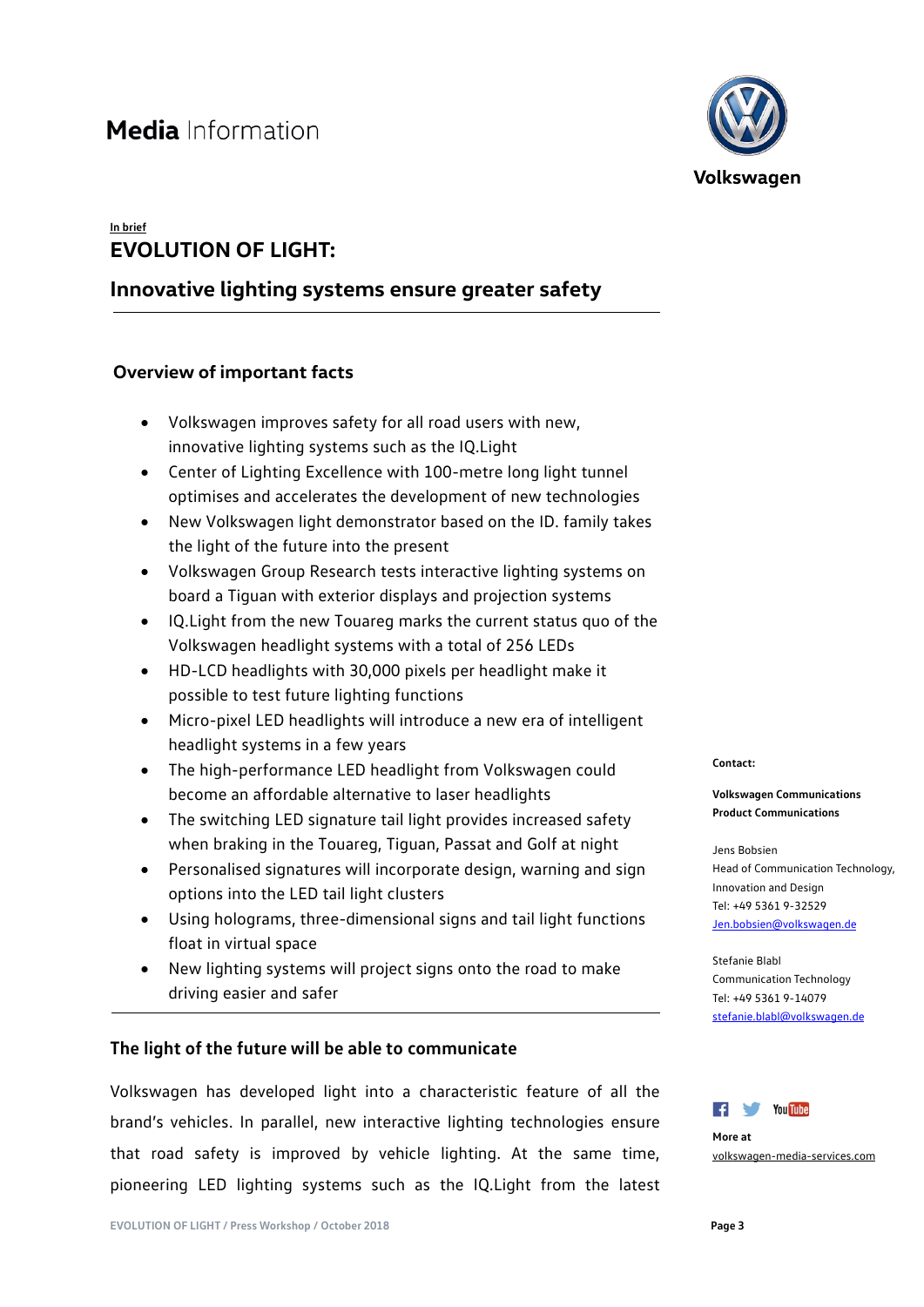In brief

# EVOLUTION OF LIGHT:

## Innovative lighting systems ensure greater safety

### Overview of important facts

- Volkswagen improves safety for all road users with new, innovative lighting systems such as the IQ.Light
- Center of Lighting Excellence with 100-metre long light tunnel optimises and accelerates the development of new technologies
- New Volkswagen light demonstrator based on the ID. family takes the light of the future into the present
- Volkswagen Group Research tests interactive lighting systems on board a Tiguan with exterior displays and projection systems
- IQ.Light from the new Touareg marks the current status quo of the Volkswagen headlight systems with a total of 256 LEDs
- HD-LCD headlights with 30,000 pixels per headlight make it possible to test future lighting functions
- Micro-pixel LED headlights will introduce a new era of intelligent headlight systems in a few years
- The high-performance LED headlight from Volkswagen could become an affordable alternative to laser headlights
- The switching LED signature tail light provides increased safety when braking in the Touareg, Tiguan, Passat and Golf at night
- Personalised signatures will incorporate design, warning and sign options into the LED tail light clusters
- Using holograms, three-dimensional signs and tail light functions float in virtual space
- New lighting systems will project signs onto the road to make driving easier and safer

### The light of the future will be able to communicate

Volkswagen has developed light into a characteristic feature of all the brand's vehicles. In parallel, new interactive lighting technologies ensure that road safety is improved by vehicle lighting. At the same time, pioneering LED lighting systems such as the IQ.Light from the latest

**Contact:**

**Volkswagen Communications**
**Product Communications**

Jens Bobsien
Head of Communication Technology, Innovation and Design
Tel: +49 5361 9-32529
Jen.bobsien@volkswagen.de

Stefanie Blabl
Communication Technology
Tel: +49 5361 9-14079
stefanie.blabl@volkswagen.de

**More at**
volkswagen-media-services.com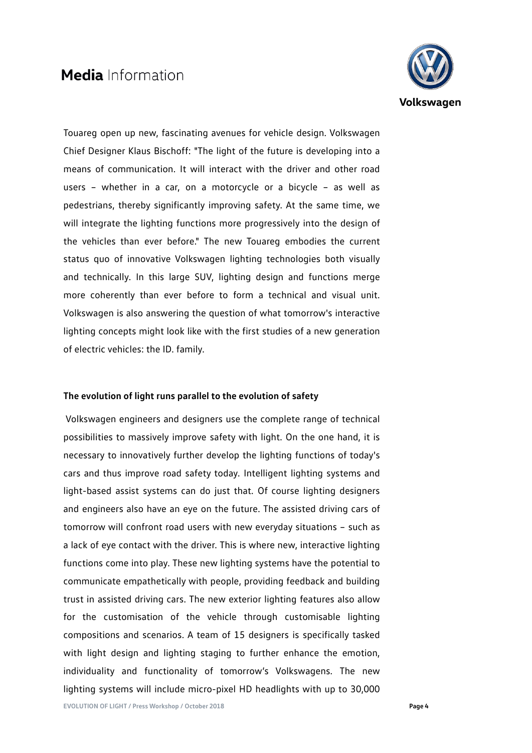Touareg open up new, fascinating avenues for vehicle design. Volkswagen Chief Designer Klaus Bischoff: "The light of the future is developing into a means of communication. It will interact with the driver and other road users – whether in a car, on a motorcycle or a bicycle – as well as pedestrians, thereby significantly improving safety. At the same time, we will integrate the lighting functions more progressively into the design of the vehicles than ever before." The new Touareg embodies the current status quo of innovative Volkswagen lighting technologies both visually and technically. In this large SUV, lighting design and functions merge more coherently than ever before to form a technical and visual unit. Volkswagen is also answering the question of what tomorrow's interactive lighting concepts might look like with the first studies of a new generation of electric vehicles: the ID. family.

**The evolution of light runs parallel to the evolution of safety**

Volkswagen engineers and designers use the complete range of technical possibilities to massively improve safety with light. On the one hand, it is necessary to innovatively further develop the lighting functions of today's cars and thus improve road safety today. Intelligent lighting systems and light-based assist systems can do just that. Of course lighting designers and engineers also have an eye on the future. The assisted driving cars of tomorrow will confront road users with new everyday situations – such as a lack of eye contact with the driver. This is where new, interactive lighting functions come into play. These new lighting systems have the potential to communicate empathetically with people, providing feedback and building trust in assisted driving cars. The new exterior lighting features also allow for the customisation of the vehicle through customisable lighting compositions and scenarios. A team of 15 designers is specifically tasked with light design and lighting staging to further enhance the emotion, individuality and functionality of tomorrow's Volkswagens. The new lighting systems will include micro-pixel HD headlights with up to 30,000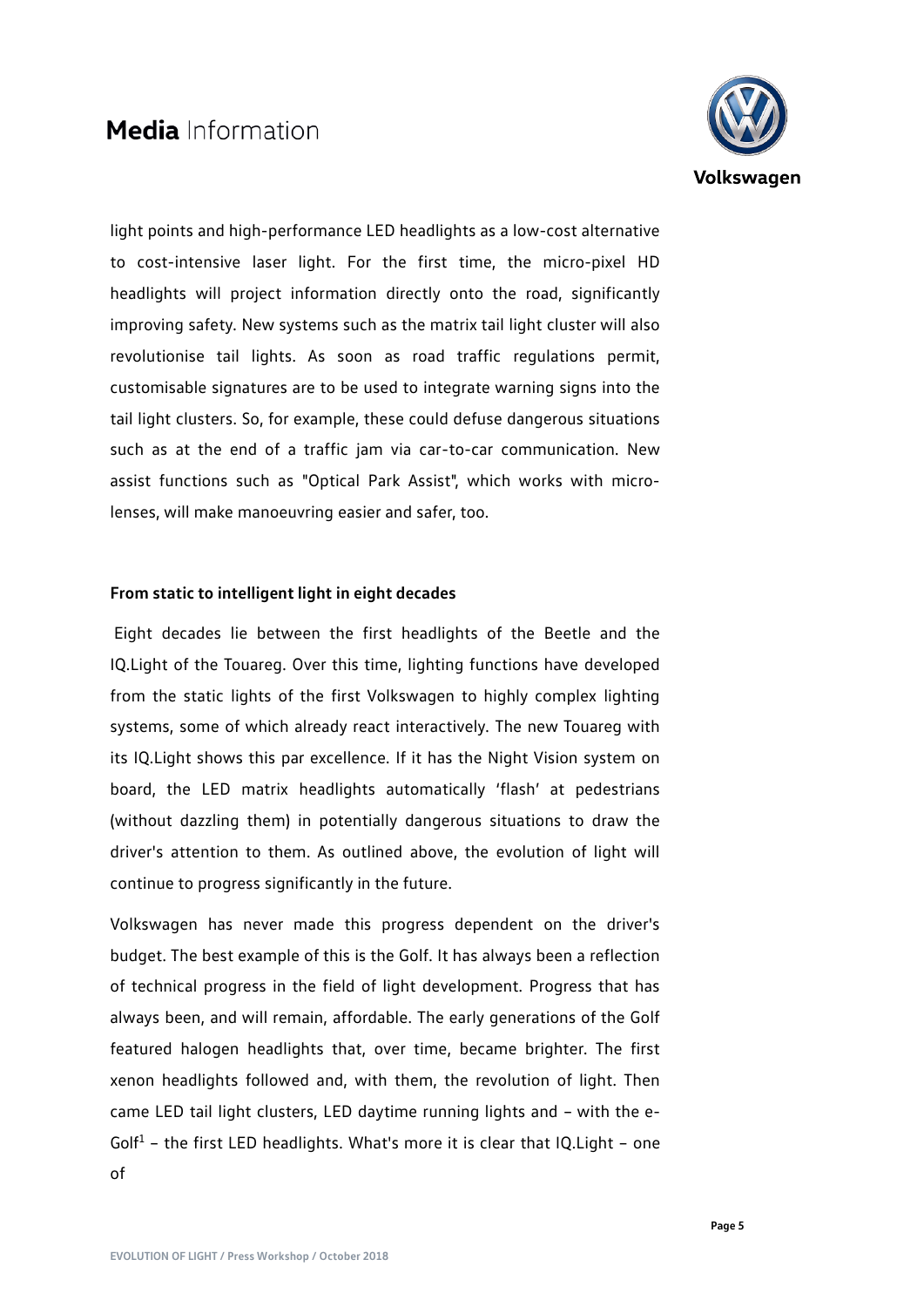light points and high-performance LED headlights as a low-cost alternative to cost-intensive laser light. For the first time, the micro-pixel HD headlights will project information directly onto the road, significantly improving safety. New systems such as the matrix tail light cluster will also revolutionise tail lights. As soon as road traffic regulations permit, customisable signatures are to be used to integrate warning signs into the tail light clusters. So, for example, these could defuse dangerous situations such as at the end of a traffic jam via car-to-car communication. New assist functions such as "Optical Park Assist", which works with micro-lenses, will make manoeuvring easier and safer, too.

**From static to intelligent light in eight decades**

Eight decades lie between the first headlights of the Beetle and the IQ.Light of the Touareg. Over this time, lighting functions have developed from the static lights of the first Volkswagen to highly complex lighting systems, some of which already react interactively. The new Touareg with its IQ.Light shows this par excellence. If it has the Night Vision system on board, the LED matrix headlights automatically 'flash' at pedestrians (without dazzling them) in potentially dangerous situations to draw the driver's attention to them. As outlined above, the evolution of light will continue to progress significantly in the future.

Volkswagen has never made this progress dependent on the driver's budget. The best example of this is the Golf. It has always been a reflection of technical progress in the field of light development. Progress that has always been, and will remain, affordable. The early generations of the Golf featured halogen headlights that, over time, became brighter. The first xenon headlights followed and, with them, the revolution of light. Then came LED tail light clusters, LED daytime running lights and – with the e-Golf[1] – the first LED headlights. What's more it is clear that IQ.Light – one of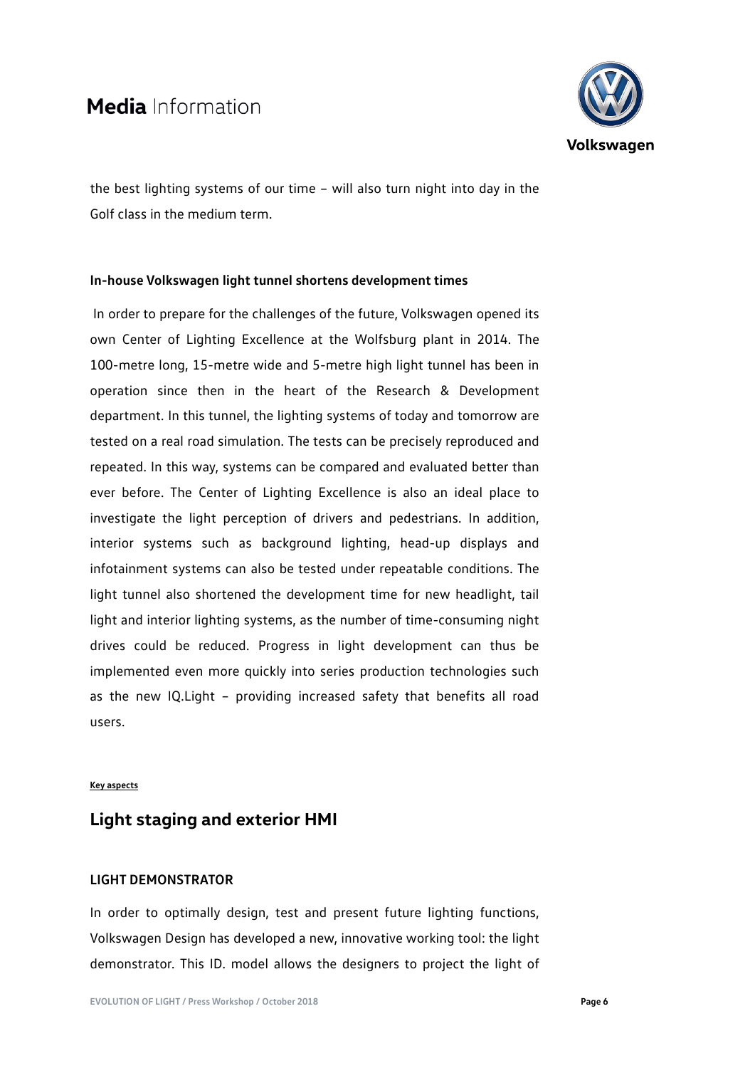the best lighting systems of our time – will also turn night into day in the Golf class in the medium term.

**In-house Volkswagen light tunnel shortens development times**

In order to prepare for the challenges of the future, Volkswagen opened its own Center of Lighting Excellence at the Wolfsburg plant in 2014. The 100-metre long, 15-metre wide and 5-metre high light tunnel has been in operation since then in the heart of the Research & Development department. In this tunnel, the lighting systems of today and tomorrow are tested on a real road simulation. The tests can be precisely reproduced and repeated. In this way, systems can be compared and evaluated better than ever before. The Center of Lighting Excellence is also an ideal place to investigate the light perception of drivers and pedestrians. In addition, interior systems such as background lighting, head-up displays and infotainment systems can also be tested under repeatable conditions. The light tunnel also shortened the development time for new headlight, tail light and interior lighting systems, as the number of time-consuming night drives could be reduced. Progress in light development can thus be implemented even more quickly into series production technologies such as the new IQ.Light – providing increased safety that benefits all road users.

**Key aspects**

## Light staging and exterior HMI

### LIGHT DEMONSTRATOR

In order to optimally design, test and present future lighting functions, Volkswagen Design has developed a new, innovative working tool: the light demonstrator. This ID. model allows the designers to project the light of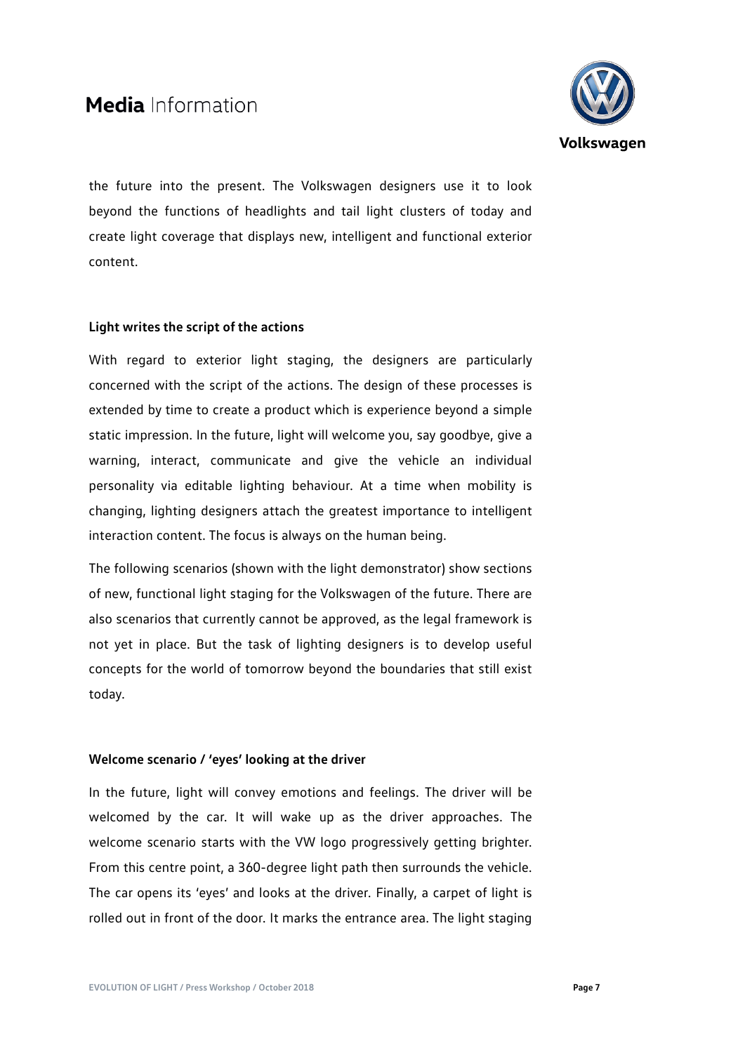the future into the present. The Volkswagen designers use it to look beyond the functions of headlights and tail light clusters of today and create light coverage that displays new, intelligent and functional exterior content.

**Light writes the script of the actions**

With regard to exterior light staging, the designers are particularly concerned with the script of the actions. The design of these processes is extended by time to create a product which is experience beyond a simple static impression. In the future, light will welcome you, say goodbye, give a warning, interact, communicate and give the vehicle an individual personality via editable lighting behaviour. At a time when mobility is changing, lighting designers attach the greatest importance to intelligent interaction content. The focus is always on the human being.

The following scenarios (shown with the light demonstrator) show sections of new, functional light staging for the Volkswagen of the future. There are also scenarios that currently cannot be approved, as the legal framework is not yet in place. But the task of lighting designers is to develop useful concepts for the world of tomorrow beyond the boundaries that still exist today.

**Welcome scenario / 'eyes' looking at the driver**

In the future, light will convey emotions and feelings. The driver will be welcomed by the car. It will wake up as the driver approaches. The welcome scenario starts with the VW logo progressively getting brighter. From this centre point, a 360-degree light path then surrounds the vehicle. The car opens its 'eyes' and looks at the driver. Finally, a carpet of light is rolled out in front of the door. It marks the entrance area. The light staging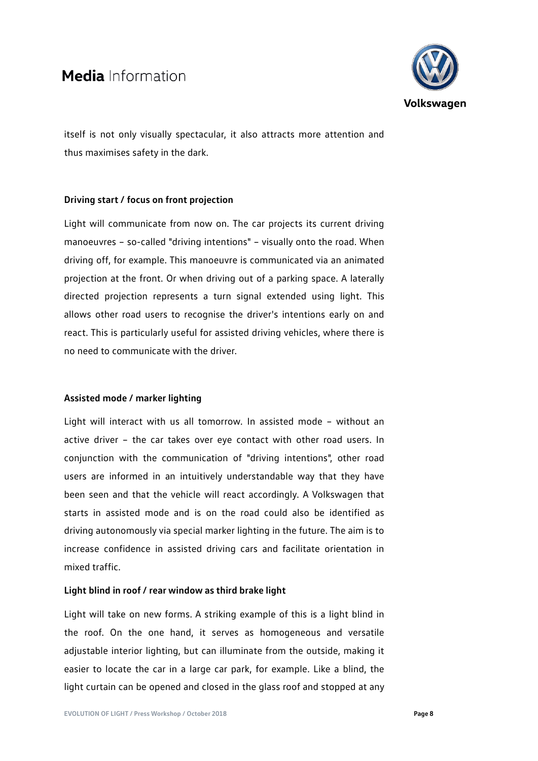itself is not only visually spectacular, it also attracts more attention and thus maximises safety in the dark.

**Driving start / focus on front projection**

Light will communicate from now on. The car projects its current driving manoeuvres – so-called "driving intentions" – visually onto the road. When driving off, for example. This manoeuvre is communicated via an animated projection at the front. Or when driving out of a parking space. A laterally directed projection represents a turn signal extended using light. This allows other road users to recognise the driver's intentions early on and react. This is particularly useful for assisted driving vehicles, where there is no need to communicate with the driver.

**Assisted mode / marker lighting**

Light will interact with us all tomorrow. In assisted mode – without an active driver – the car takes over eye contact with other road users. In conjunction with the communication of "driving intentions", other road users are informed in an intuitively understandable way that they have been seen and that the vehicle will react accordingly. A Volkswagen that starts in assisted mode and is on the road could also be identified as driving autonomously via special marker lighting in the future. The aim is to increase confidence in assisted driving cars and facilitate orientation in mixed traffic.

**Light blind in roof / rear window as third brake light**

Light will take on new forms. A striking example of this is a light blind in the roof. On the one hand, it serves as homogeneous and versatile adjustable interior lighting, but can illuminate from the outside, making it easier to locate the car in a large car park, for example. Like a blind, the light curtain can be opened and closed in the glass roof and stopped at any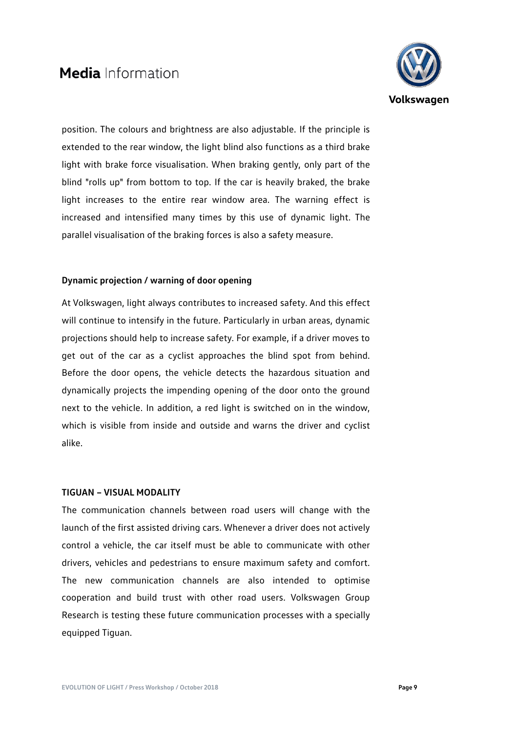position. The colours and brightness are also adjustable. If the principle is extended to the rear window, the light blind also functions as a third brake light with brake force visualisation. When braking gently, only part of the blind "rolls up" from bottom to top. If the car is heavily braked, the brake light increases to the entire rear window area. The warning effect is increased and intensified many times by this use of dynamic light. The parallel visualisation of the braking forces is also a safety measure.

**Dynamic projection / warning of door opening**

At Volkswagen, light always contributes to increased safety. And this effect will continue to intensify in the future. Particularly in urban areas, dynamic projections should help to increase safety. For example, if a driver moves to get out of the car as a cyclist approaches the blind spot from behind. Before the door opens, the vehicle detects the hazardous situation and dynamically projects the impending opening of the door onto the ground next to the vehicle. In addition, a red light is switched on in the window, which is visible from inside and outside and warns the driver and cyclist alike.

**TIGUAN – VISUAL MODALITY**

The communication channels between road users will change with the launch of the first assisted driving cars. Whenever a driver does not actively control a vehicle, the car itself must be able to communicate with other drivers, vehicles and pedestrians to ensure maximum safety and comfort. The new communication channels are also intended to optimise cooperation and build trust with other road users. Volkswagen Group Research is testing these future communication processes with a specially equipped Tiguan.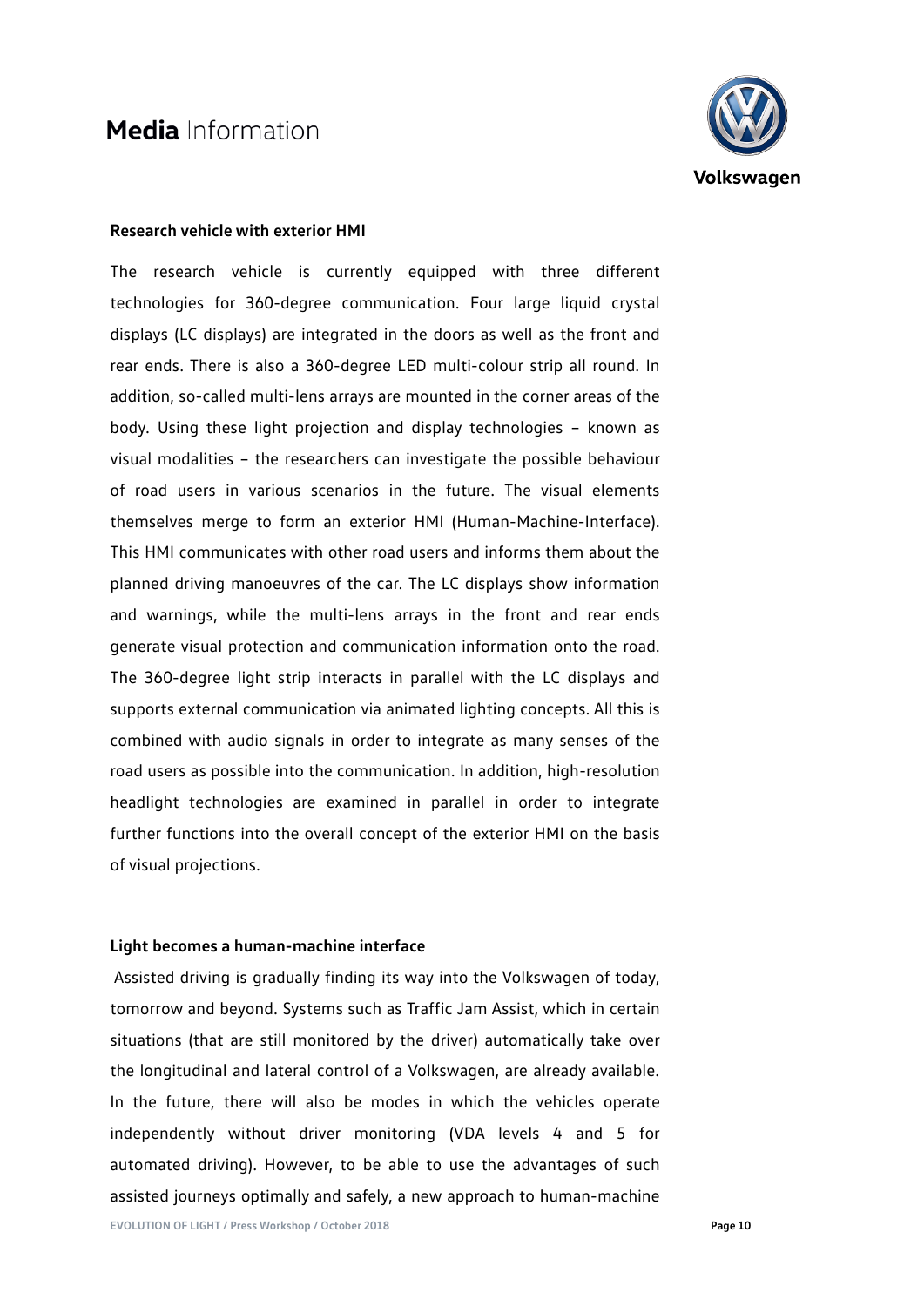### Research vehicle with exterior HMI

The research vehicle is currently equipped with three different technologies for 360-degree communication. Four large liquid crystal displays (LC displays) are integrated in the doors as well as the front and rear ends. There is also a 360-degree LED multi-colour strip all round. In addition, so-called multi-lens arrays are mounted in the corner areas of the body. Using these light projection and display technologies – known as visual modalities – the researchers can investigate the possible behaviour of road users in various scenarios in the future. The visual elements themselves merge to form an exterior HMI (Human-Machine-Interface). This HMI communicates with other road users and informs them about the planned driving manoeuvres of the car. The LC displays show information and warnings, while the multi-lens arrays in the front and rear ends generate visual protection and communication information onto the road. The 360-degree light strip interacts in parallel with the LC displays and supports external communication via animated lighting concepts. All this is combined with audio signals in order to integrate as many senses of the road users as possible into the communication. In addition, high-resolution headlight technologies are examined in parallel in order to integrate further functions into the overall concept of the exterior HMI on the basis of visual projections.

### Light becomes a human-machine interface

Assisted driving is gradually finding its way into the Volkswagen of today, tomorrow and beyond. Systems such as Traffic Jam Assist, which in certain situations (that are still monitored by the driver) automatically take over the longitudinal and lateral control of a Volkswagen, are already available. In the future, there will also be modes in which the vehicles operate independently without driver monitoring (VDA levels 4 and 5 for automated driving). However, to be able to use the advantages of such assisted journeys optimally and safely, a new approach to human-machine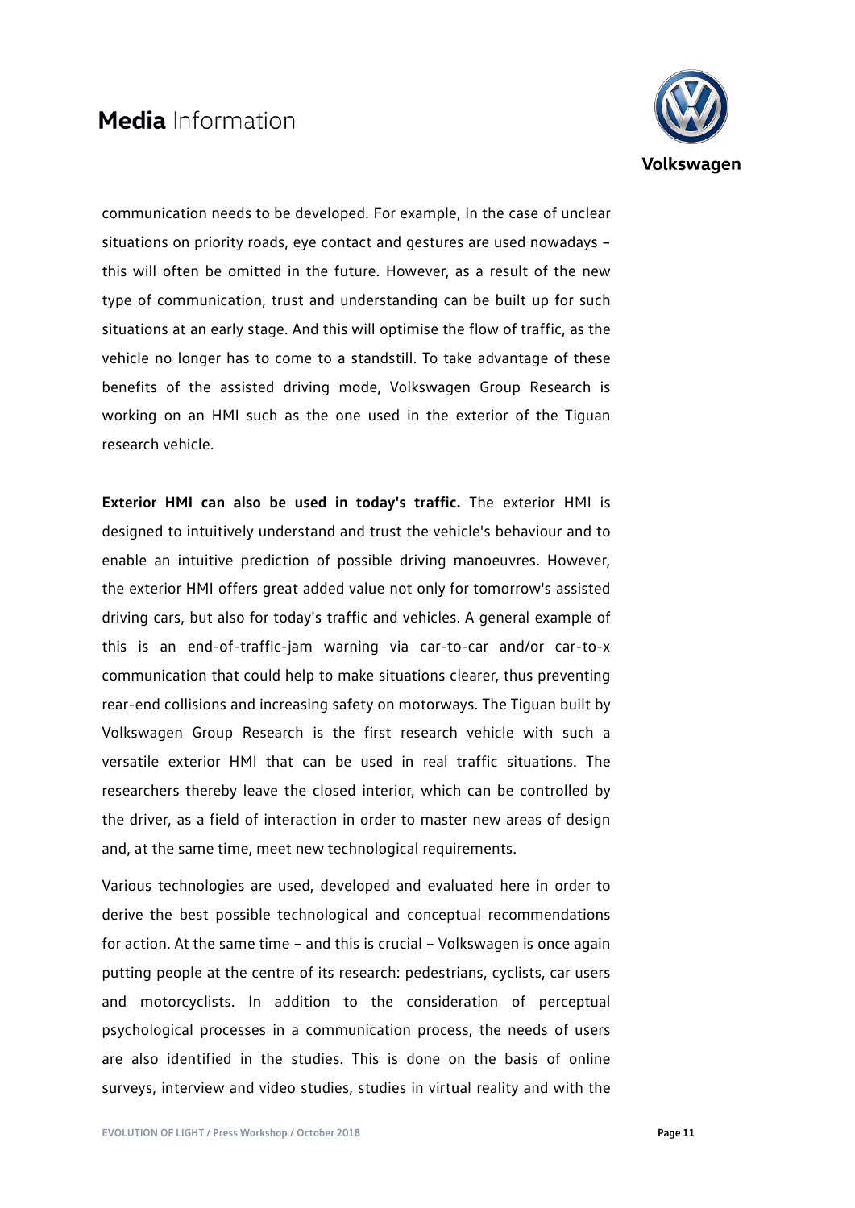communication needs to be developed. For example, In the case of unclear situations on priority roads, eye contact and gestures are used nowadays – this will often be omitted in the future. However, as a result of the new type of communication, trust and understanding can be built up for such situations at an early stage. And this will optimise the flow of traffic, as the vehicle no longer has to come to a standstill. To take advantage of these benefits of the assisted driving mode, Volkswagen Group Research is working on an HMI such as the one used in the exterior of the Tiguan research vehicle.

**Exterior HMI can also be used in today's traffic.** The exterior HMI is designed to intuitively understand and trust the vehicle's behaviour and to enable an intuitive prediction of possible driving manoeuvres. However, the exterior HMI offers great added value not only for tomorrow's assisted driving cars, but also for today's traffic and vehicles. A general example of this is an end-of-traffic-jam warning via car-to-car and/or car-to-x communication that could help to make situations clearer, thus preventing rear-end collisions and increasing safety on motorways. The Tiguan built by Volkswagen Group Research is the first research vehicle with such a versatile exterior HMI that can be used in real traffic situations. The researchers thereby leave the closed interior, which can be controlled by the driver, as a field of interaction in order to master new areas of design and, at the same time, meet new technological requirements.

Various technologies are used, developed and evaluated here in order to derive the best possible technological and conceptual recommendations for action. At the same time – and this is crucial – Volkswagen is once again putting people at the centre of its research: pedestrians, cyclists, car users and motorcyclists. In addition to the consideration of perceptual psychological processes in a communication process, the needs of users are also identified in the studies. This is done on the basis of online surveys, interview and video studies, studies in virtual reality and with the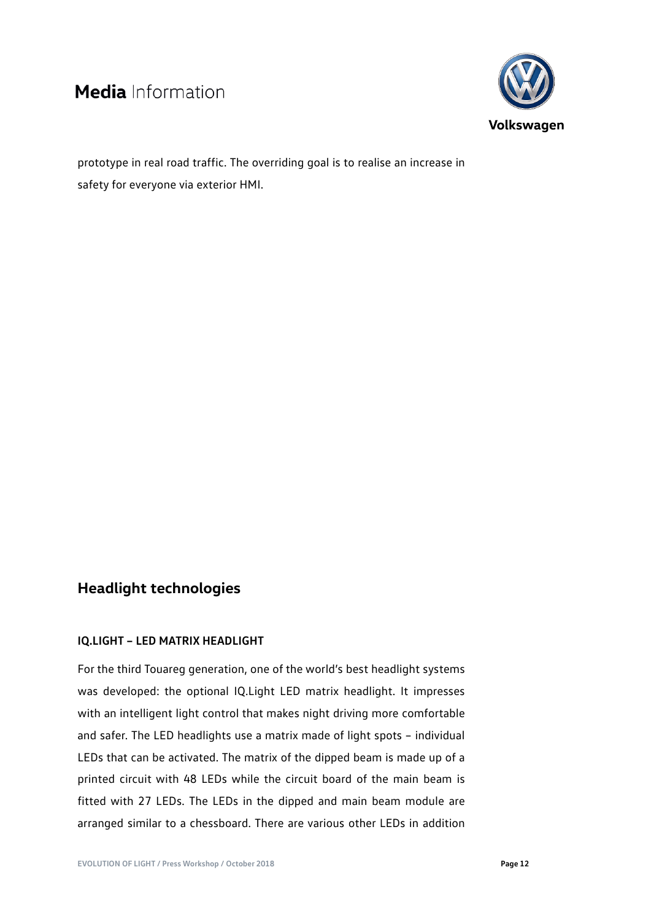prototype in real road traffic. The overriding goal is to realise an increase in safety for everyone via exterior HMI.

## Headlight technologies

### IQ.LIGHT – LED MATRIX HEADLIGHT

For the third Touareg generation, one of the world's best headlight systems was developed: the optional IQ.Light LED matrix headlight. It impresses with an intelligent light control that makes night driving more comfortable and safer. The LED headlights use a matrix made of light spots – individual LEDs that can be activated. The matrix of the dipped beam is made up of a printed circuit with 48 LEDs while the circuit board of the main beam is fitted with 27 LEDs. The LEDs in the dipped and main beam module are arranged similar to a chessboard. There are various other LEDs in addition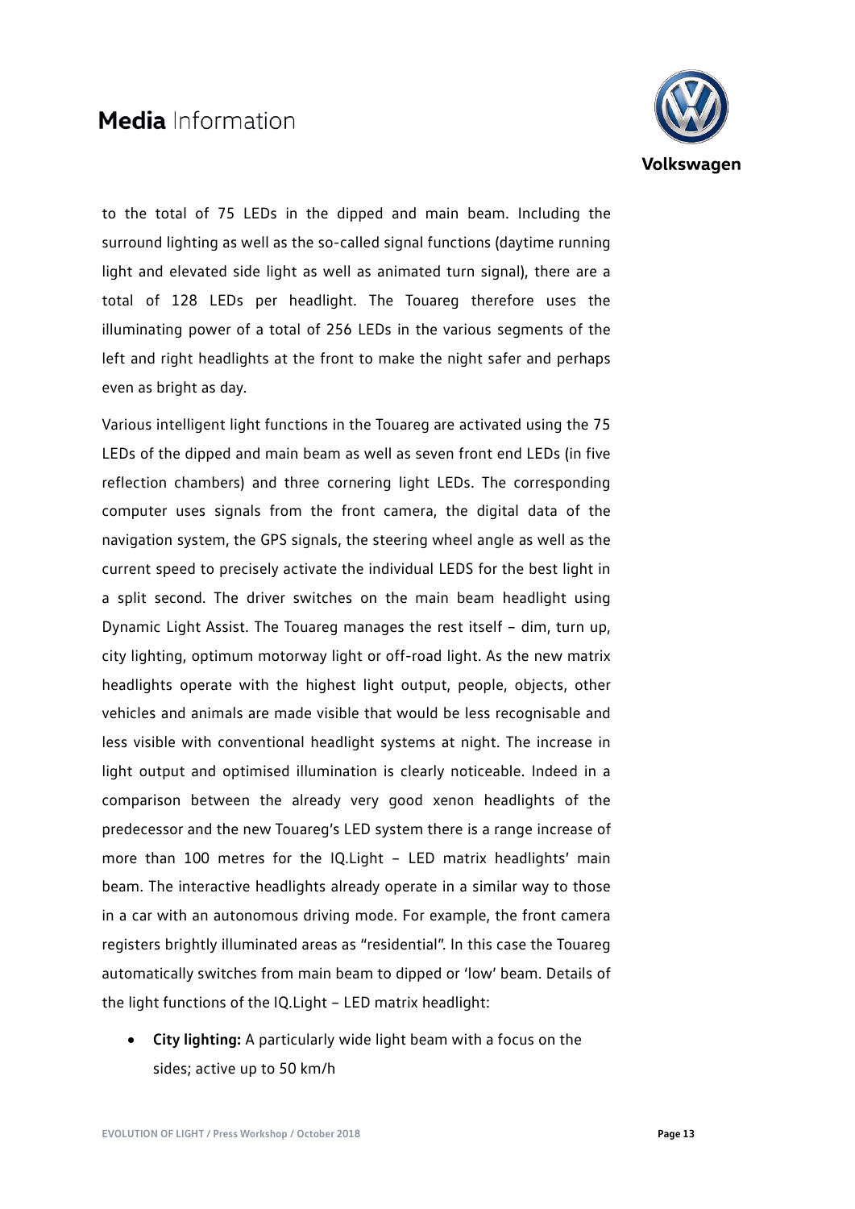to the total of 75 LEDs in the dipped and main beam. Including the surround lighting as well as the so-called signal functions (daytime running light and elevated side light as well as animated turn signal), there are a total of 128 LEDs per headlight. The Touareg therefore uses the illuminating power of a total of 256 LEDs in the various segments of the left and right headlights at the front to make the night safer and perhaps even as bright as day.

Various intelligent light functions in the Touareg are activated using the 75 LEDs of the dipped and main beam as well as seven front end LEDs (in five reflection chambers) and three cornering light LEDs. The corresponding computer uses signals from the front camera, the digital data of the navigation system, the GPS signals, the steering wheel angle as well as the current speed to precisely activate the individual LEDS for the best light in a split second. The driver switches on the main beam headlight using Dynamic Light Assist. The Touareg manages the rest itself – dim, turn up, city lighting, optimum motorway light or off-road light. As the new matrix headlights operate with the highest light output, people, objects, other vehicles and animals are made visible that would be less recognisable and less visible with conventional headlight systems at night. The increase in light output and optimised illumination is clearly noticeable. Indeed in a comparison between the already very good xenon headlights of the predecessor and the new Touareg's LED system there is a range increase of more than 100 metres for the IQ.Light – LED matrix headlights' main beam. The interactive headlights already operate in a similar way to those in a car with an autonomous driving mode. For example, the front camera registers brightly illuminated areas as "residential". In this case the Touareg automatically switches from main beam to dipped or 'low' beam. Details of the light functions of the IQ.Light – LED matrix headlight:

- **City lighting:** A particularly wide light beam with a focus on the sides; active up to 50 km/h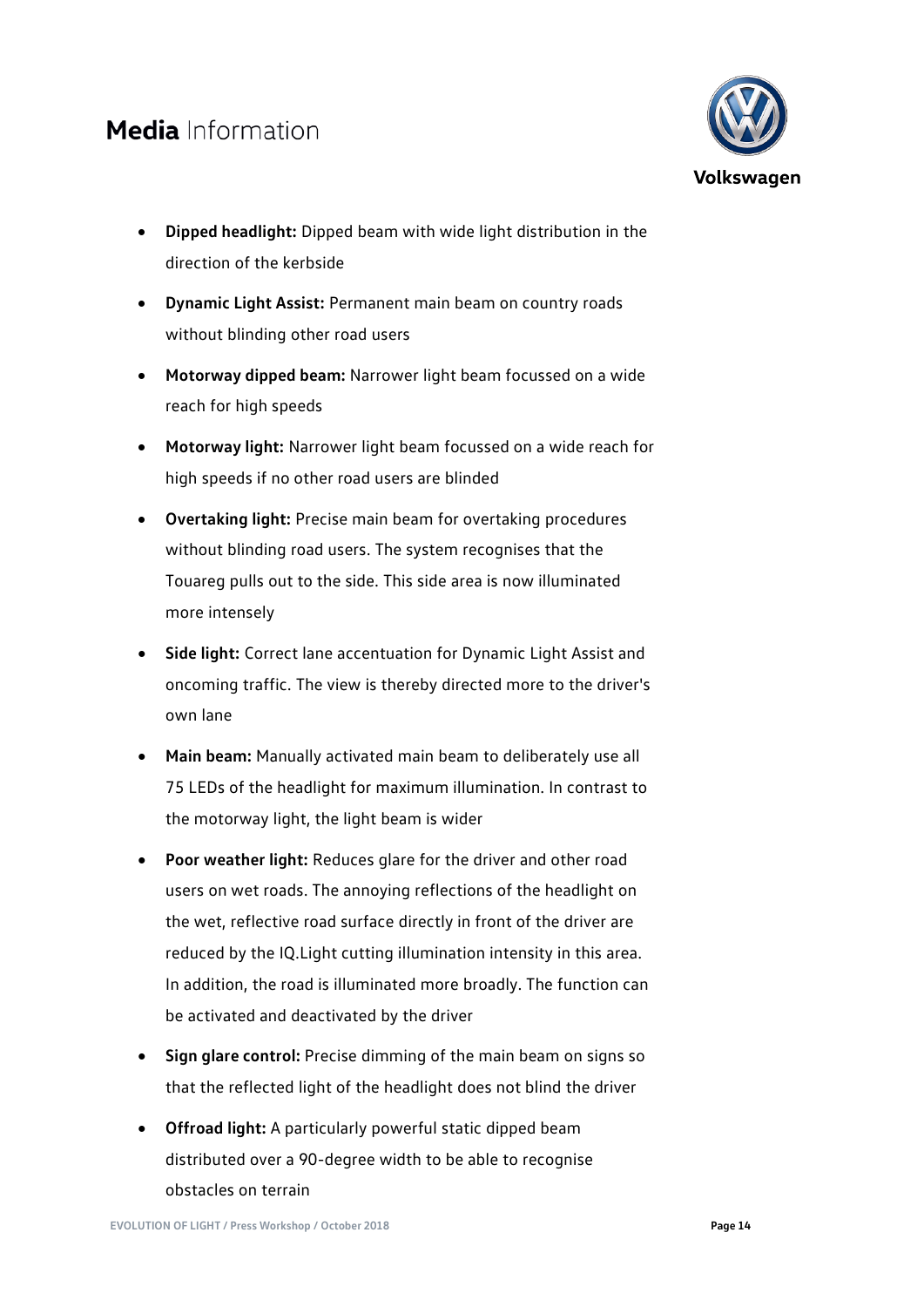- **Dipped headlight:** Dipped beam with wide light distribution in the direction of the kerbside
- **Dynamic Light Assist:** Permanent main beam on country roads without blinding other road users
- **Motorway dipped beam:** Narrower light beam focussed on a wide reach for high speeds
- **Motorway light:** Narrower light beam focussed on a wide reach for high speeds if no other road users are blinded
- **Overtaking light:** Precise main beam for overtaking procedures without blinding road users. The system recognises that the Touareg pulls out to the side. This side area is now illuminated more intensely
- **Side light:** Correct lane accentuation for Dynamic Light Assist and oncoming traffic. The view is thereby directed more to the driver's own lane
- **Main beam:** Manually activated main beam to deliberately use all 75 LEDs of the headlight for maximum illumination. In contrast to the motorway light, the light beam is wider
- **Poor weather light:** Reduces glare for the driver and other road users on wet roads. The annoying reflections of the headlight on the wet, reflective road surface directly in front of the driver are reduced by the IQ.Light cutting illumination intensity in this area. In addition, the road is illuminated more broadly. The function can be activated and deactivated by the driver
- **Sign glare control:** Precise dimming of the main beam on signs so that the reflected light of the headlight does not blind the driver
- **Offroad light:** A particularly powerful static dipped beam distributed over a 90-degree width to be able to recognise obstacles on terrain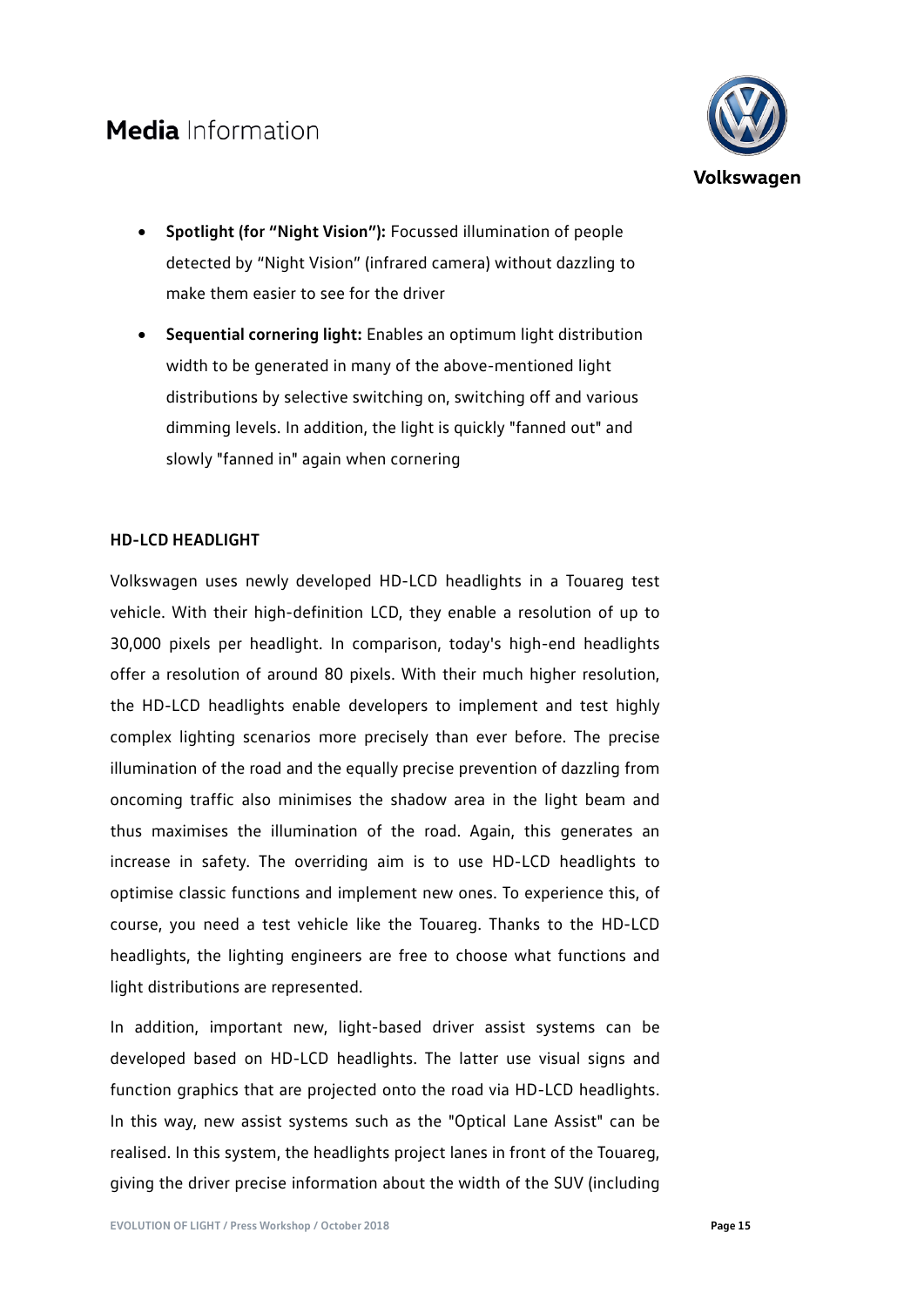- **Spotlight (for "Night Vision"):** Focussed illumination of people detected by "Night Vision" (infrared camera) without dazzling to make them easier to see for the driver
- **Sequential cornering light:** Enables an optimum light distribution width to be generated in many of the above-mentioned light distributions by selective switching on, switching off and various dimming levels. In addition, the light is quickly "fanned out" and slowly "fanned in" again when cornering

## HD-LCD HEADLIGHT

Volkswagen uses newly developed HD-LCD headlights in a Touareg test vehicle. With their high-definition LCD, they enable a resolution of up to 30,000 pixels per headlight. In comparison, today's high-end headlights offer a resolution of around 80 pixels. With their much higher resolution, the HD-LCD headlights enable developers to implement and test highly complex lighting scenarios more precisely than ever before. The precise illumination of the road and the equally precise prevention of dazzling from oncoming traffic also minimises the shadow area in the light beam and thus maximises the illumination of the road. Again, this generates an increase in safety. The overriding aim is to use HD-LCD headlights to optimise classic functions and implement new ones. To experience this, of course, you need a test vehicle like the Touareg. Thanks to the HD-LCD headlights, the lighting engineers are free to choose what functions and light distributions are represented.

In addition, important new, light-based driver assist systems can be developed based on HD-LCD headlights. The latter use visual signs and function graphics that are projected onto the road via HD-LCD headlights. In this way, new assist systems such as the "Optical Lane Assist" can be realised. In this system, the headlights project lanes in front of the Touareg, giving the driver precise information about the width of the SUV (including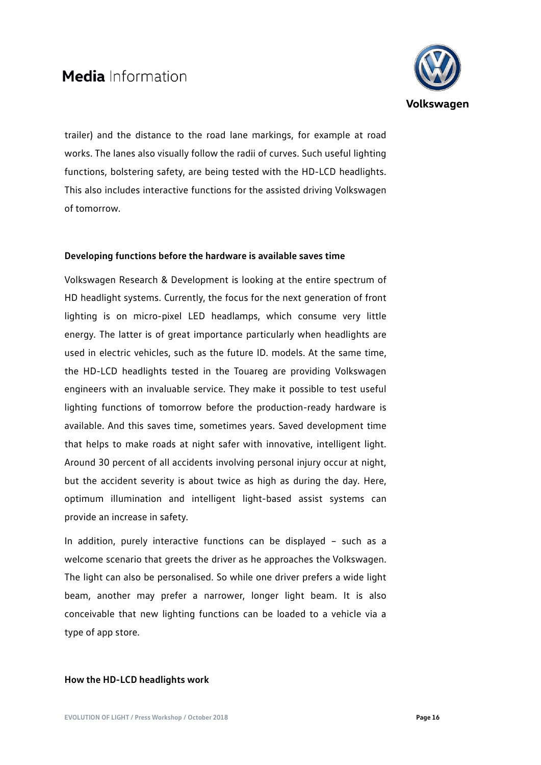trailer) and the distance to the road lane markings, for example at road works. The lanes also visually follow the radii of curves. Such useful lighting functions, bolstering safety, are being tested with the HD-LCD headlights. This also includes interactive functions for the assisted driving Volkswagen of tomorrow.

**Developing functions before the hardware is available saves time**

Volkswagen Research & Development is looking at the entire spectrum of HD headlight systems. Currently, the focus for the next generation of front lighting is on micro-pixel LED headlamps, which consume very little energy. The latter is of great importance particularly when headlights are used in electric vehicles, such as the future ID. models. At the same time, the HD-LCD headlights tested in the Touareg are providing Volkswagen engineers with an invaluable service. They make it possible to test useful lighting functions of tomorrow before the production-ready hardware is available. And this saves time, sometimes years. Saved development time that helps to make roads at night safer with innovative, intelligent light. Around 30 percent of all accidents involving personal injury occur at night, but the accident severity is about twice as high as during the day. Here, optimum illumination and intelligent light-based assist systems can provide an increase in safety.

In addition, purely interactive functions can be displayed – such as a welcome scenario that greets the driver as he approaches the Volkswagen. The light can also be personalised. So while one driver prefers a wide light beam, another may prefer a narrower, longer light beam. It is also conceivable that new lighting functions can be loaded to a vehicle via a type of app store.

**How the HD-LCD headlights work**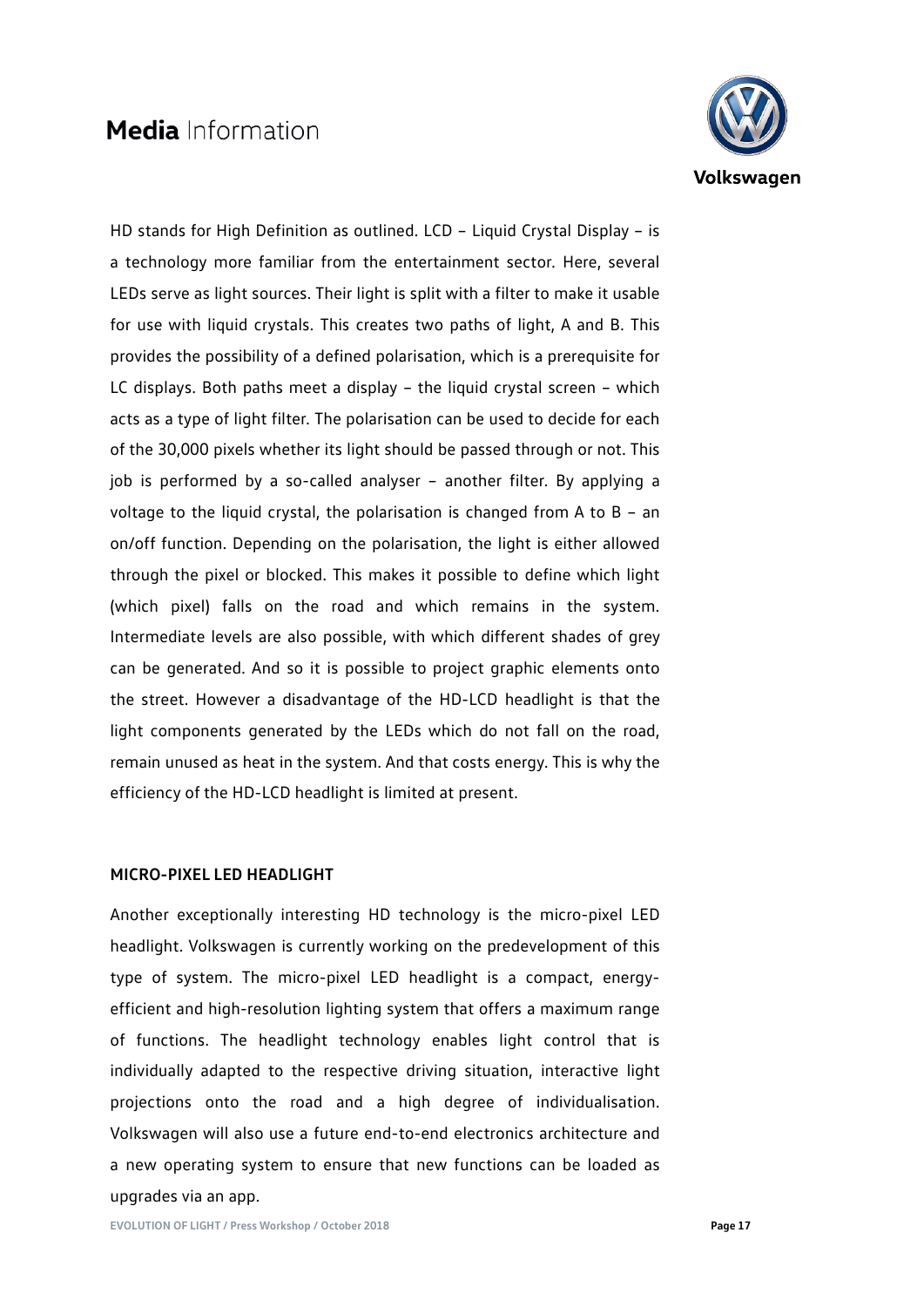HD stands for High Definition as outlined. LCD – Liquid Crystal Display – is a technology more familiar from the entertainment sector. Here, several LEDs serve as light sources. Their light is split with a filter to make it usable for use with liquid crystals. This creates two paths of light, A and B. This provides the possibility of a defined polarisation, which is a prerequisite for LC displays. Both paths meet a display – the liquid crystal screen – which acts as a type of light filter. The polarisation can be used to decide for each of the 30,000 pixels whether its light should be passed through or not. This job is performed by a so-called analyser – another filter. By applying a voltage to the liquid crystal, the polarisation is changed from A to B – an on/off function. Depending on the polarisation, the light is either allowed through the pixel or blocked. This makes it possible to define which light (which pixel) falls on the road and which remains in the system. Intermediate levels are also possible, with which different shades of grey can be generated. And so it is possible to project graphic elements onto the street. However a disadvantage of the HD-LCD headlight is that the light components generated by the LEDs which do not fall on the road, remain unused as heat in the system. And that costs energy. This is why the efficiency of the HD-LCD headlight is limited at present.

## MICRO-PIXEL LED HEADLIGHT

Another exceptionally interesting HD technology is the micro-pixel LED headlight. Volkswagen is currently working on the predevelopment of this type of system. The micro-pixel LED headlight is a compact, energy-efficient and high-resolution lighting system that offers a maximum range of functions. The headlight technology enables light control that is individually adapted to the respective driving situation, interactive light projections onto the road and a high degree of individualisation. Volkswagen will also use a future end-to-end electronics architecture and a new operating system to ensure that new functions can be loaded as upgrades via an app.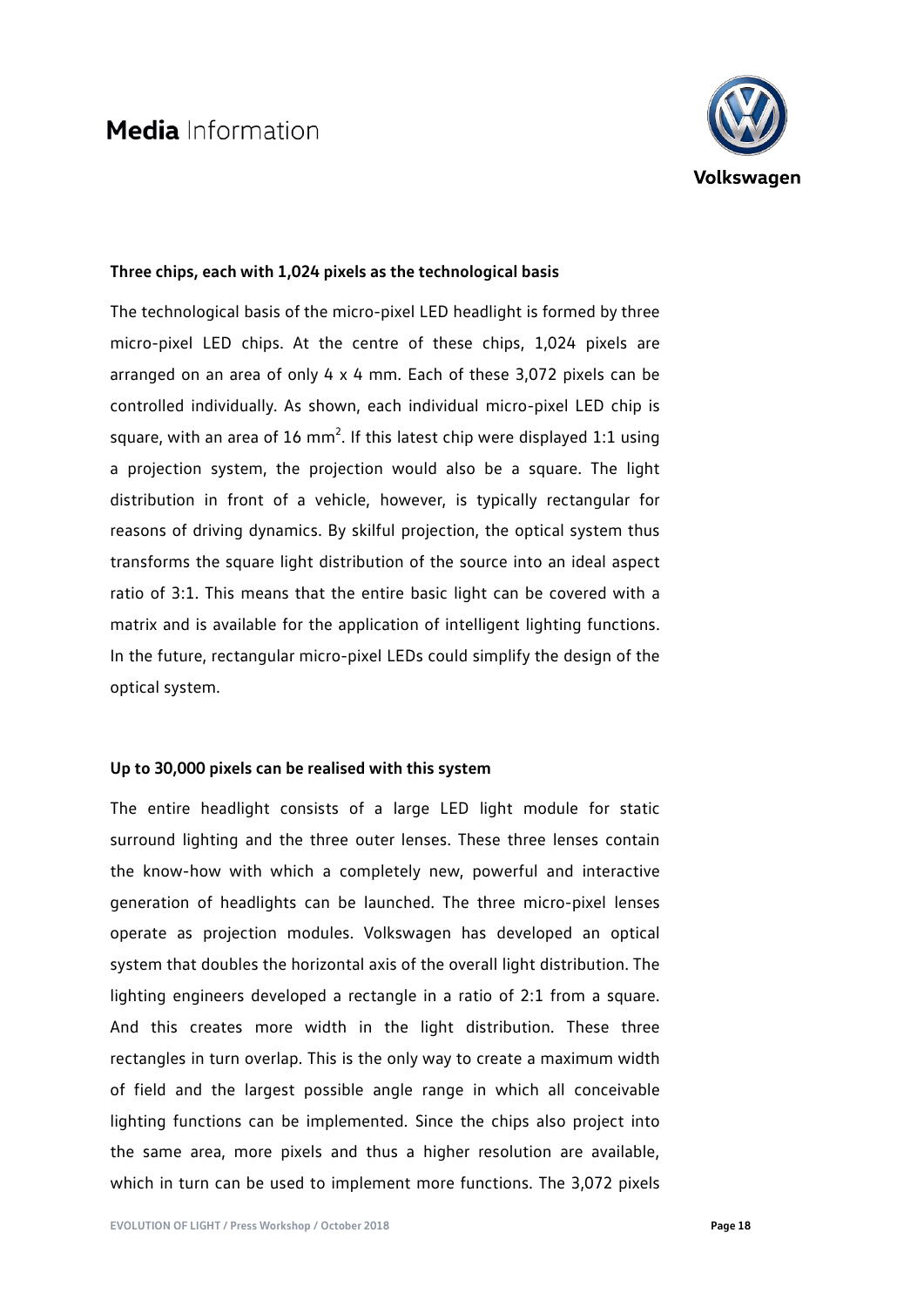### Three chips, each with 1,024 pixels as the technological basis

The technological basis of the micro-pixel LED headlight is formed by three micro-pixel LED chips. At the centre of these chips, 1,024 pixels are arranged on an area of only 4 x 4 mm. Each of these 3,072 pixels can be controlled individually. As shown, each individual micro-pixel LED chip is square, with an area of 16 $mm^2$. If this latest chip were displayed 1:1 using a projection system, the projection would also be a square. The light distribution in front of a vehicle, however, is typically rectangular for reasons of driving dynamics. By skilful projection, the optical system thus transforms the square light distribution of the source into an ideal aspect ratio of 3:1. This means that the entire basic light can be covered with a matrix and is available for the application of intelligent lighting functions. In the future, rectangular micro-pixel LEDs could simplify the design of the optical system.

### Up to 30,000 pixels can be realised with this system

The entire headlight consists of a large LED light module for static surround lighting and the three outer lenses. These three lenses contain the know-how with which a completely new, powerful and interactive generation of headlights can be launched. The three micro-pixel lenses operate as projection modules. Volkswagen has developed an optical system that doubles the horizontal axis of the overall light distribution. The lighting engineers developed a rectangle in a ratio of 2:1 from a square. And this creates more width in the light distribution. These three rectangles in turn overlap. This is the only way to create a maximum width of field and the largest possible angle range in which all conceivable lighting functions can be implemented. Since the chips also project into the same area, more pixels and thus a higher resolution are available, which in turn can be used to implement more functions. The 3,072 pixels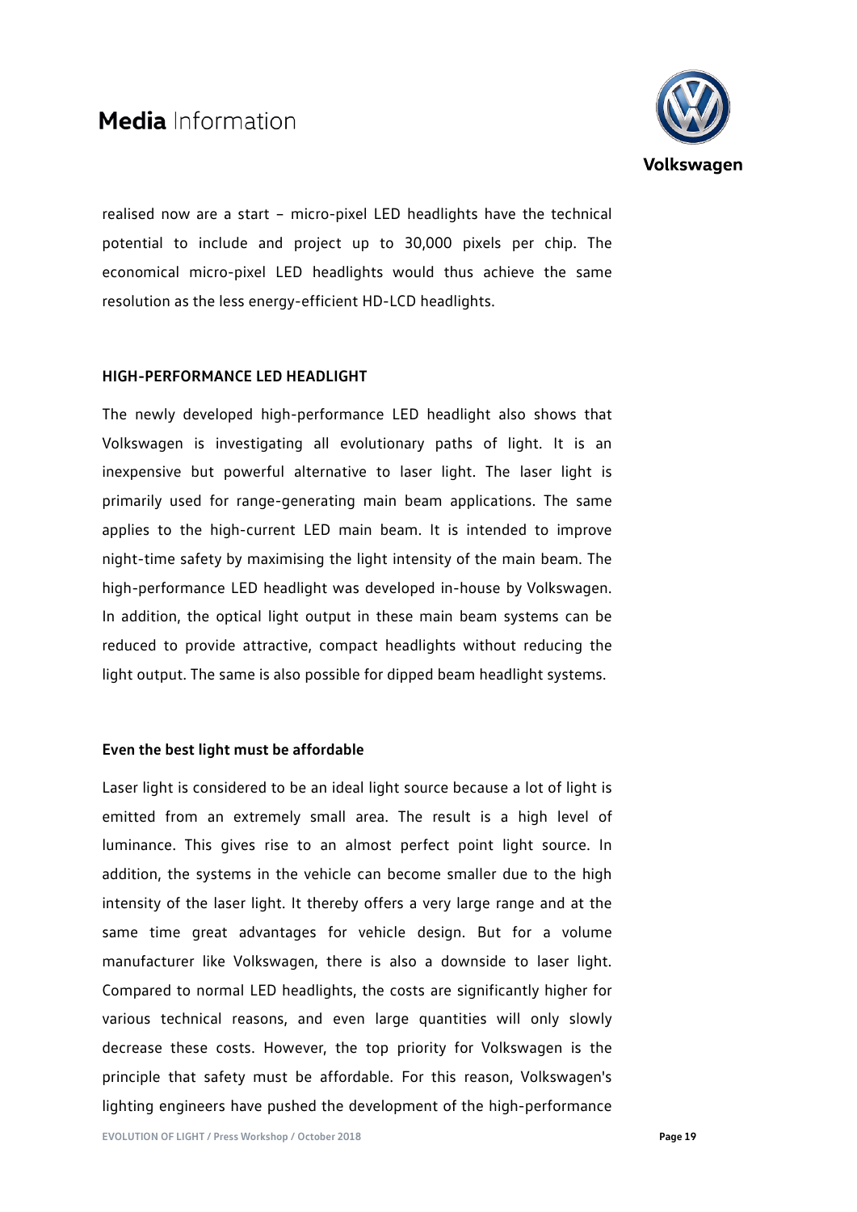realised now are a start – micro-pixel LED headlights have the technical potential to include and project up to 30,000 pixels per chip. The economical micro-pixel LED headlights would thus achieve the same resolution as the less energy-efficient HD-LCD headlights.

## HIGH-PERFORMANCE LED HEADLIGHT

The newly developed high-performance LED headlight also shows that Volkswagen is investigating all evolutionary paths of light. It is an inexpensive but powerful alternative to laser light. The laser light is primarily used for range-generating main beam applications. The same applies to the high-current LED main beam. It is intended to improve night-time safety by maximising the light intensity of the main beam. The high-performance LED headlight was developed in-house by Volkswagen. In addition, the optical light output in these main beam systems can be reduced to provide attractive, compact headlights without reducing the light output. The same is also possible for dipped beam headlight systems.

### Even the best light must be affordable

Laser light is considered to be an ideal light source because a lot of light is emitted from an extremely small area. The result is a high level of luminance. This gives rise to an almost perfect point light source. In addition, the systems in the vehicle can become smaller due to the high intensity of the laser light. It thereby offers a very large range and at the same time great advantages for vehicle design. But for a volume manufacturer like Volkswagen, there is also a downside to laser light. Compared to normal LED headlights, the costs are significantly higher for various technical reasons, and even large quantities will only slowly decrease these costs. However, the top priority for Volkswagen is the principle that safety must be affordable. For this reason, Volkswagen's lighting engineers have pushed the development of the high-performance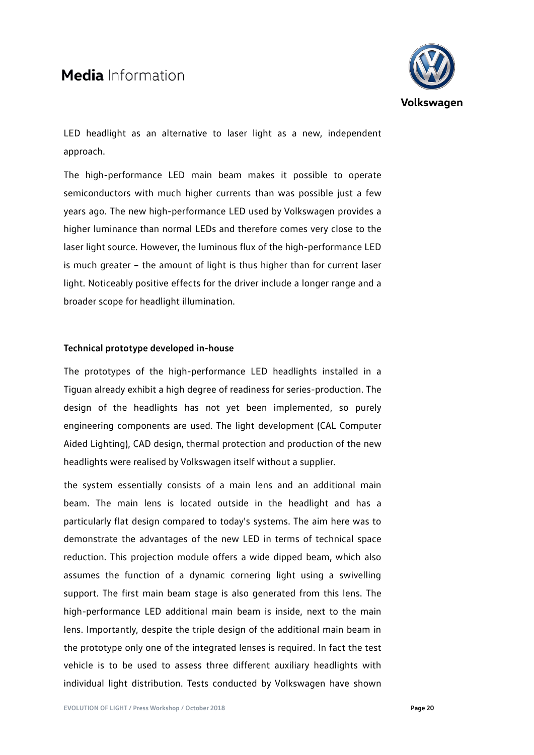LED headlight as an alternative to laser light as a new, independent approach.

The high-performance LED main beam makes it possible to operate semiconductors with much higher currents than was possible just a few years ago. The new high-performance LED used by Volkswagen provides a higher luminance than normal LEDs and therefore comes very close to the laser light source. However, the luminous flux of the high-performance LED is much greater – the amount of light is thus higher than for current laser light. Noticeably positive effects for the driver include a longer range and a broader scope for headlight illumination.

**Technical prototype developed in-house**

The prototypes of the high-performance LED headlights installed in a Tiguan already exhibit a high degree of readiness for series-production. The design of the headlights has not yet been implemented, so purely engineering components are used. The light development (CAL Computer Aided Lighting), CAD design, thermal protection and production of the new headlights were realised by Volkswagen itself without a supplier.

the system essentially consists of a main lens and an additional main beam. The main lens is located outside in the headlight and has a particularly flat design compared to today's systems. The aim here was to demonstrate the advantages of the new LED in terms of technical space reduction. This projection module offers a wide dipped beam, which also assumes the function of a dynamic cornering light using a swivelling support. The first main beam stage is also generated from this lens. The high-performance LED additional main beam is inside, next to the main lens. Importantly, despite the triple design of the additional main beam in the prototype only one of the integrated lenses is required. In fact the test vehicle is to be used to assess three different auxiliary headlights with individual light distribution. Tests conducted by Volkswagen have shown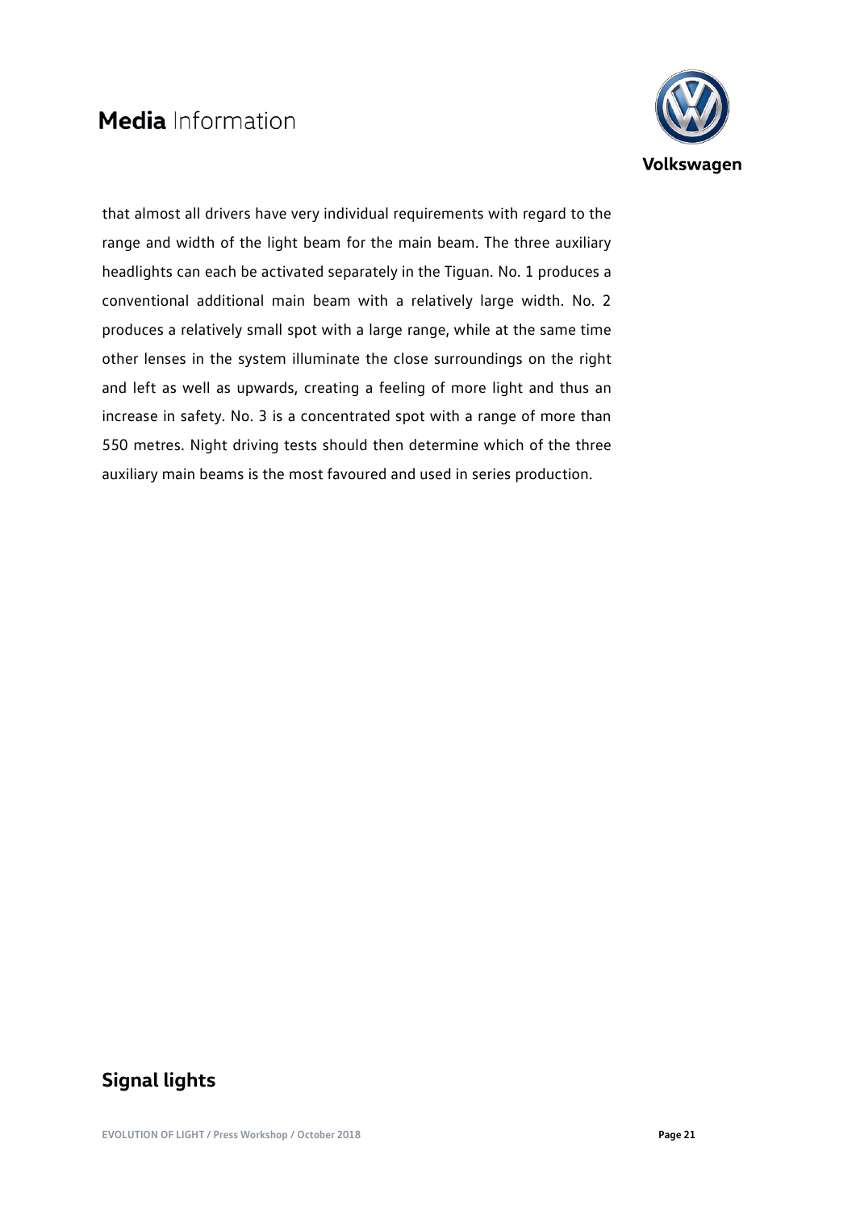that almost all drivers have very individual requirements with regard to the range and width of the light beam for the main beam. The three auxiliary headlights can each be activated separately in the Tiguan. No. 1 produces a conventional additional main beam with a relatively large width. No. 2 produces a relatively small spot with a large range, while at the same time other lenses in the system illuminate the close surroundings on the right and left as well as upwards, creating a feeling of more light and thus an increase in safety. No. 3 is a concentrated spot with a range of more than 550 metres. Night driving tests should then determine which of the three auxiliary main beams is the most favoured and used in series production.

## Signal lights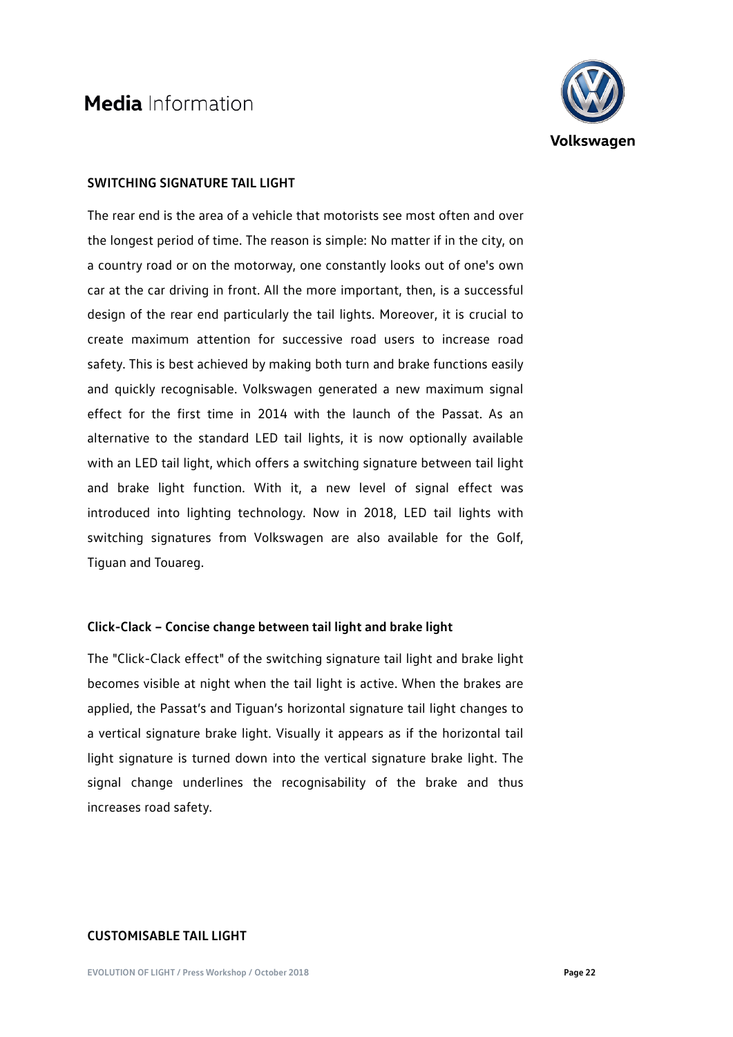## SWITCHING SIGNATURE TAIL LIGHT

The rear end is the area of a vehicle that motorists see most often and over the longest period of time. The reason is simple: No matter if in the city, on a country road or on the motorway, one constantly looks out of one's own car at the car driving in front. All the more important, then, is a successful design of the rear end particularly the tail lights. Moreover, it is crucial to create maximum attention for successive road users to increase road safety. This is best achieved by making both turn and brake functions easily and quickly recognisable. Volkswagen generated a new maximum signal effect for the first time in 2014 with the launch of the Passat. As an alternative to the standard LED tail lights, it is now optionally available with an LED tail light, which offers a switching signature between tail light and brake light function. With it, a new level of signal effect was introduced into lighting technology. Now in 2018, LED tail lights with switching signatures from Volkswagen are also available for the Golf, Tiguan and Touareg.

### Click-Clack – Concise change between tail light and brake light

The "Click-Clack effect" of the switching signature tail light and brake light becomes visible at night when the tail light is active. When the brakes are applied, the Passat's and Tiguan's horizontal signature tail light changes to a vertical signature brake light. Visually it appears as if the horizontal tail light signature is turned down into the vertical signature brake light. The signal change underlines the recognisability of the brake and thus increases road safety.

## CUSTOMISABLE TAIL LIGHT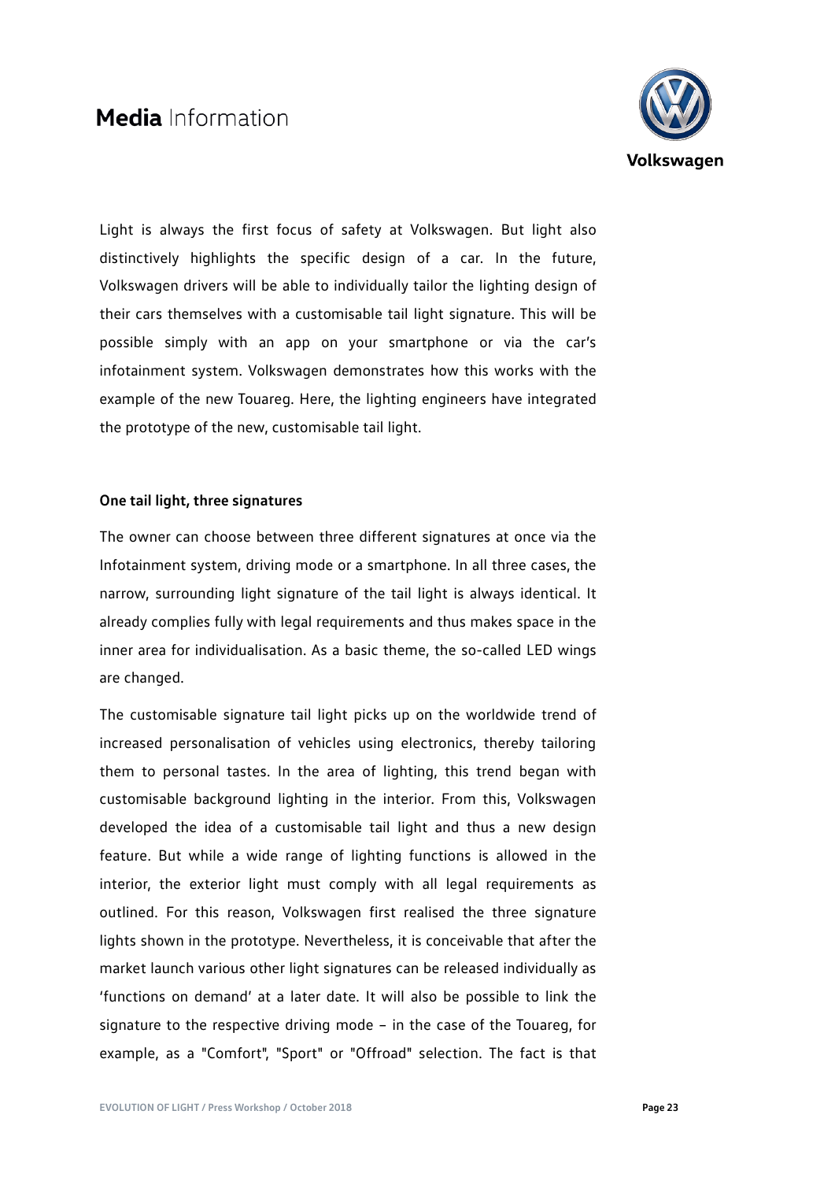Light is always the first focus of safety at Volkswagen. But light also distinctively highlights the specific design of a car. In the future, Volkswagen drivers will be able to individually tailor the lighting design of their cars themselves with a customisable tail light signature. This will be possible simply with an app on your smartphone or via the car's infotainment system. Volkswagen demonstrates how this works with the example of the new Touareg. Here, the lighting engineers have integrated the prototype of the new, customisable tail light.

**One tail light, three signatures**

The owner can choose between three different signatures at once via the Infotainment system, driving mode or a smartphone. In all three cases, the narrow, surrounding light signature of the tail light is always identical. It already complies fully with legal requirements and thus makes space in the inner area for individualisation. As a basic theme, the so-called LED wings are changed.

The customisable signature tail light picks up on the worldwide trend of increased personalisation of vehicles using electronics, thereby tailoring them to personal tastes. In the area of lighting, this trend began with customisable background lighting in the interior. From this, Volkswagen developed the idea of a customisable tail light and thus a new design feature. But while a wide range of lighting functions is allowed in the interior, the exterior light must comply with all legal requirements as outlined. For this reason, Volkswagen first realised the three signature lights shown in the prototype. Nevertheless, it is conceivable that after the market launch various other light signatures can be released individually as 'functions on demand' at a later date. It will also be possible to link the signature to the respective driving mode – in the case of the Touareg, for example, as a "Comfort", "Sport" or "Offroad" selection. The fact is that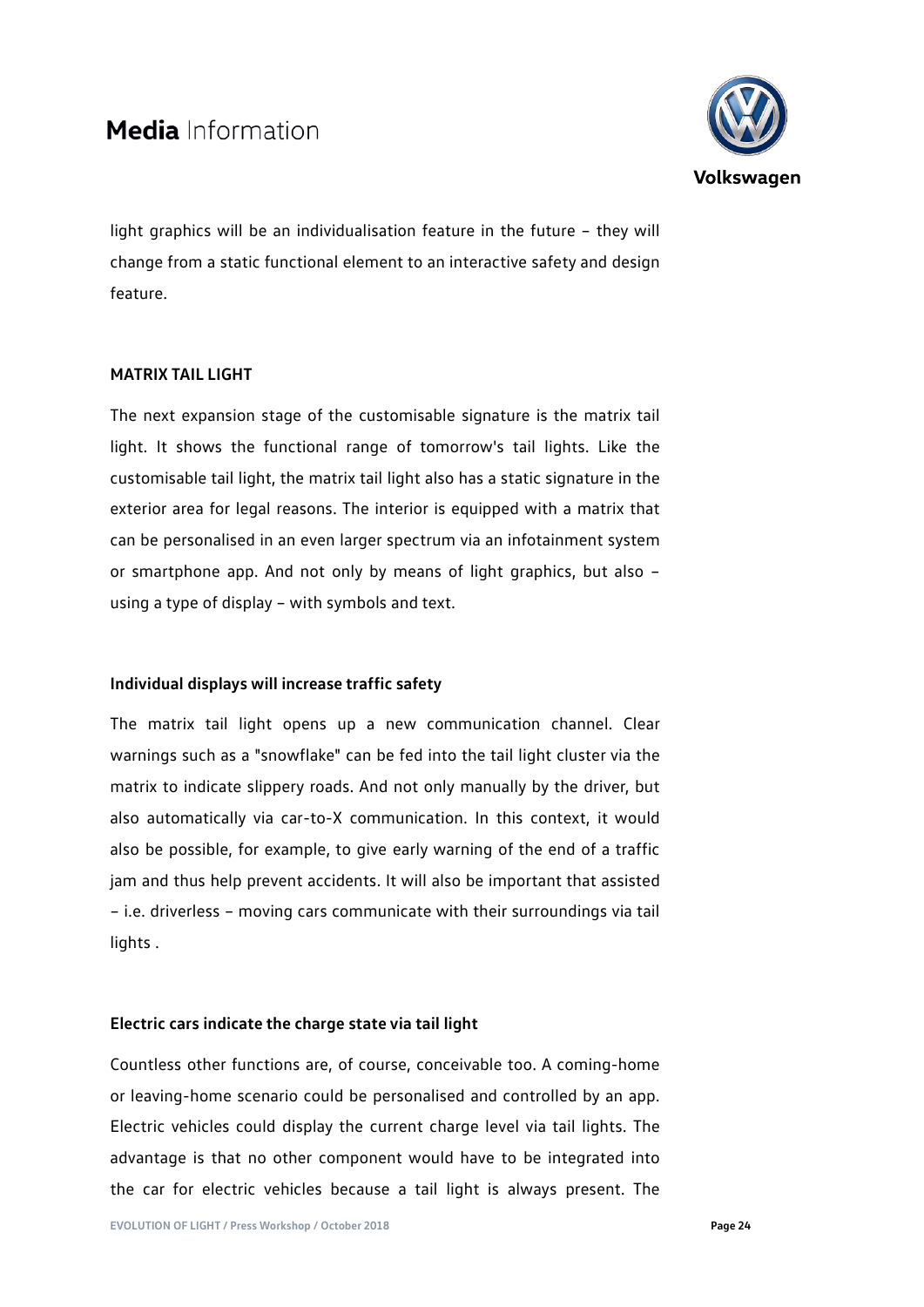light graphics will be an individualisation feature in the future – they will change from a static functional element to an interactive safety and design feature.

## MATRIX TAIL LIGHT

The next expansion stage of the customisable signature is the matrix tail light. It shows the functional range of tomorrow's tail lights. Like the customisable tail light, the matrix tail light also has a static signature in the exterior area for legal reasons. The interior is equipped with a matrix that can be personalised in an even larger spectrum via an infotainment system or smartphone app. And not only by means of light graphics, but also – using a type of display – with symbols and text.

### Individual displays will increase traffic safety

The matrix tail light opens up a new communication channel. Clear warnings such as a "snowflake" can be fed into the tail light cluster via the matrix to indicate slippery roads. And not only manually by the driver, but also automatically via car-to-X communication. In this context, it would also be possible, for example, to give early warning of the end of a traffic jam and thus help prevent accidents. It will also be important that assisted – i.e. driverless – moving cars communicate with their surroundings via tail lights .

### Electric cars indicate the charge state via tail light

Countless other functions are, of course, conceivable too. A coming-home or leaving-home scenario could be personalised and controlled by an app. Electric vehicles could display the current charge level via tail lights. The advantage is that no other component would have to be integrated into the car for electric vehicles because a tail light is always present. The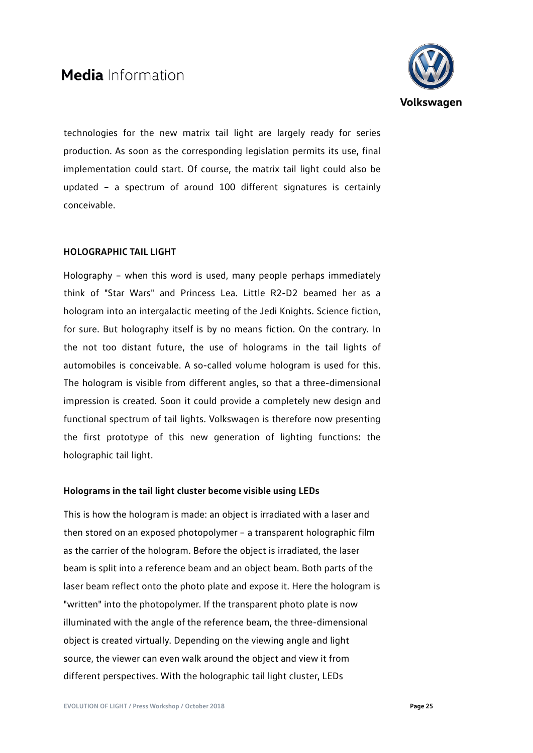technologies for the new matrix tail light are largely ready for series production. As soon as the corresponding legislation permits its use, final implementation could start. Of course, the matrix tail light could also be updated – a spectrum of around 100 different signatures is certainly conceivable.

## HOLOGRAPHIC TAIL LIGHT

Holography – when this word is used, many people perhaps immediately think of "Star Wars" and Princess Lea. Little R2-D2 beamed her as a hologram into an intergalactic meeting of the Jedi Knights. Science fiction, for sure. But holography itself is by no means fiction. On the contrary. In the not too distant future, the use of holograms in the tail lights of automobiles is conceivable. A so-called volume hologram is used for this. The hologram is visible from different angles, so that a three-dimensional impression is created. Soon it could provide a completely new design and functional spectrum of tail lights. Volkswagen is therefore now presenting the first prototype of this new generation of lighting functions: the holographic tail light.

### Holograms in the tail light cluster become visible using LEDs

This is how the hologram is made: an object is irradiated with a laser and then stored on an exposed photopolymer – a transparent holographic film as the carrier of the hologram. Before the object is irradiated, the laser beam is split into a reference beam and an object beam. Both parts of the laser beam reflect onto the photo plate and expose it. Here the hologram is "written" into the photopolymer. If the transparent photo plate is now illuminated with the angle of the reference beam, the three-dimensional object is created virtually. Depending on the viewing angle and light source, the viewer can even walk around the object and view it from different perspectives. With the holographic tail light cluster, LEDs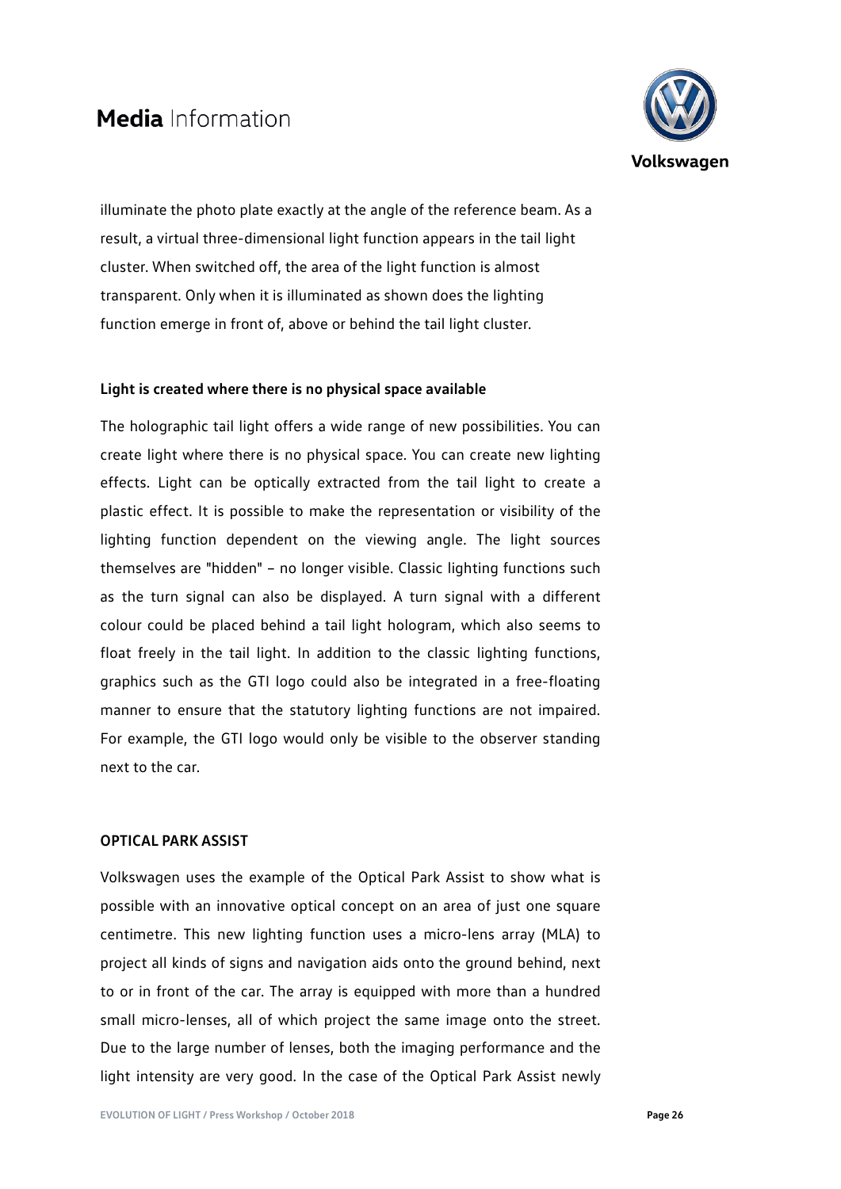illuminate the photo plate exactly at the angle of the reference beam. As a result, a virtual three-dimensional light function appears in the tail light cluster. When switched off, the area of the light function is almost transparent. Only when it is illuminated as shown does the lighting function emerge in front of, above or behind the tail light cluster.

**Light is created where there is no physical space available**

The holographic tail light offers a wide range of new possibilities. You can create light where there is no physical space. You can create new lighting effects. Light can be optically extracted from the tail light to create a plastic effect. It is possible to make the representation or visibility of the lighting function dependent on the viewing angle. The light sources themselves are "hidden" – no longer visible. Classic lighting functions such as the turn signal can also be displayed. A turn signal with a different colour could be placed behind a tail light hologram, which also seems to float freely in the tail light. In addition to the classic lighting functions, graphics such as the GTI logo could also be integrated in a free-floating manner to ensure that the statutory lighting functions are not impaired. For example, the GTI logo would only be visible to the observer standing next to the car.

## OPTICAL PARK ASSIST

Volkswagen uses the example of the Optical Park Assist to show what is possible with an innovative optical concept on an area of just one square centimetre. This new lighting function uses a micro-lens array (MLA) to project all kinds of signs and navigation aids onto the ground behind, next to or in front of the car. The array is equipped with more than a hundred small micro-lenses, all of which project the same image onto the street. Due to the large number of lenses, both the imaging performance and the light intensity are very good. In the case of the Optical Park Assist newly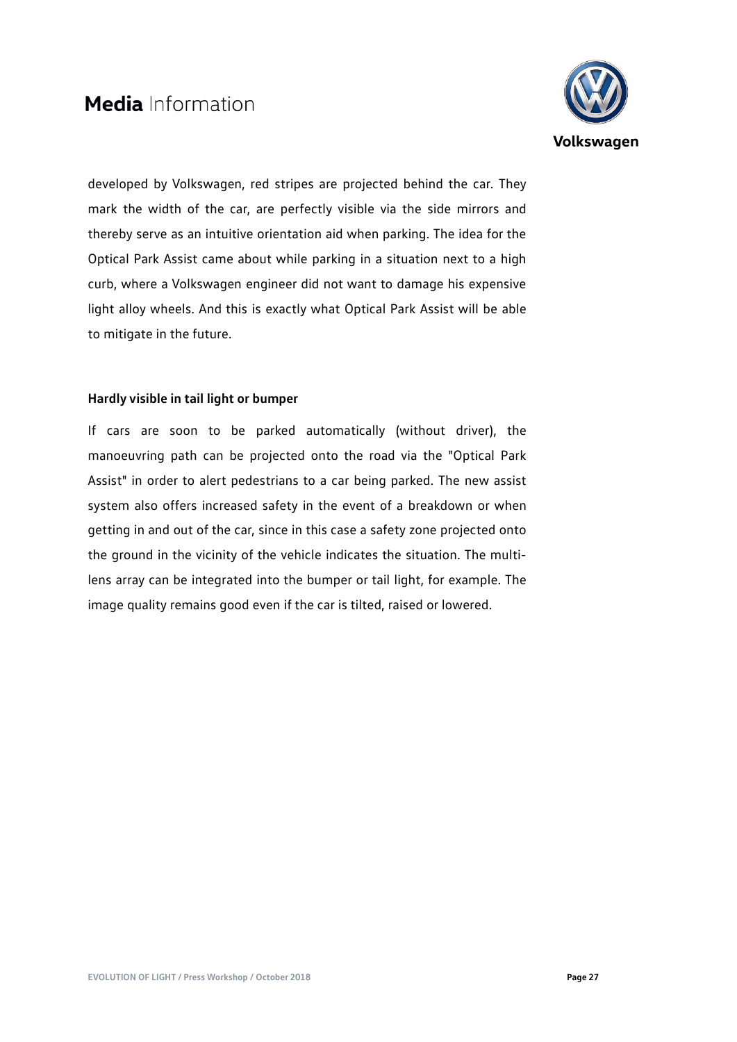developed by Volkswagen, red stripes are projected behind the car. They mark the width of the car, are perfectly visible via the side mirrors and thereby serve as an intuitive orientation aid when parking. The idea for the Optical Park Assist came about while parking in a situation next to a high curb, where a Volkswagen engineer did not want to damage his expensive light alloy wheels. And this is exactly what Optical Park Assist will be able to mitigate in the future.

**Hardly visible in tail light or bumper**

If cars are soon to be parked automatically (without driver), the manoeuvring path can be projected onto the road via the "Optical Park Assist" in order to alert pedestrians to a car being parked. The new assist system also offers increased safety in the event of a breakdown or when getting in and out of the car, since in this case a safety zone projected onto the ground in the vicinity of the vehicle indicates the situation. The multi-lens array can be integrated into the bumper or tail light, for example. The image quality remains good even if the car is tilted, raised or lowered.